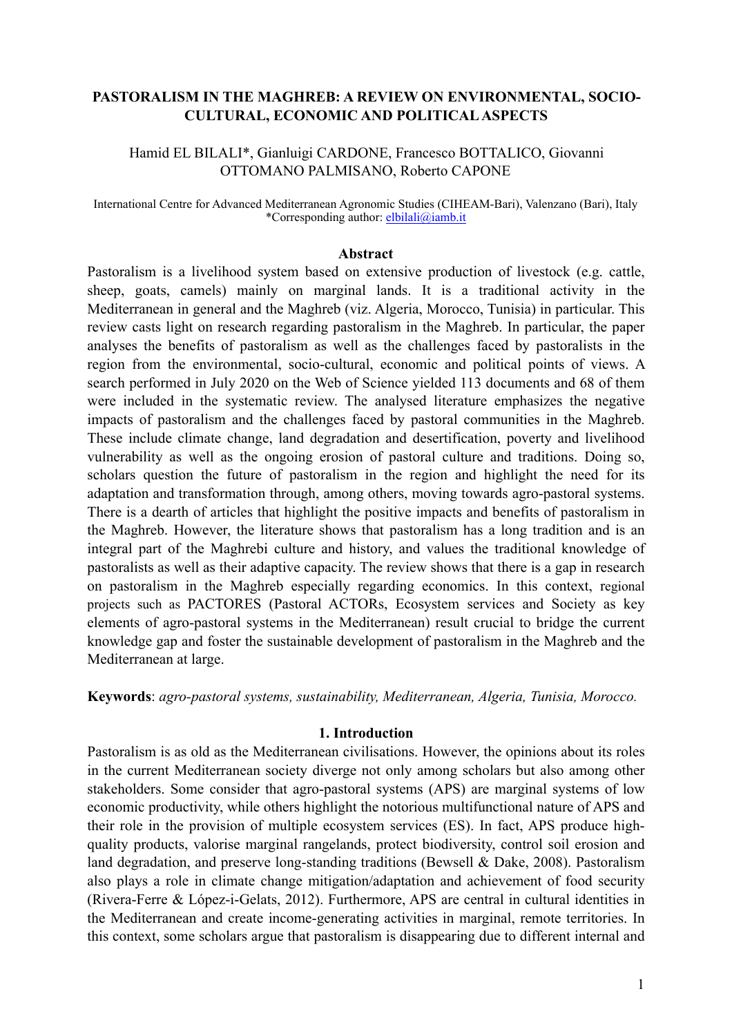# PASTORALISM IN THE MAGHREB: A REVIEW ON ENVIRONMENTAL, SOCIO-CULTURAL, ECONOMIC AND POLITICAL ASPECTS

Hamid EL BILALI*, Gianluigi CARDONE, Francesco BOTTALICO, Giovanni OTTOMANO PALMISANO, Roberto CAPONE

International Centre for Advanced Mediterranean Agronomic Studies (CIHEAM-Bari), Valenzano (Bari), Italy
*Corresponding author: elbilali@iamb.it

## Abstract

Pastoralism is a livelihood system based on extensive production of livestock (e.g. cattle, sheep, goats, camels) mainly on marginal lands. It is a traditional activity in the Mediterranean in general and the Maghreb (viz. Algeria, Morocco, Tunisia) in particular. This review casts light on research regarding pastoralism in the Maghreb. In particular, the paper analyses the benefits of pastoralism as well as the challenges faced by pastoralists in the region from the environmental, socio-cultural, economic and political points of views. A search performed in July 2020 on the Web of Science yielded 113 documents and 68 of them were included in the systematic review. The analysed literature emphasizes the negative impacts of pastoralism and the challenges faced by pastoral communities in the Maghreb. These include climate change, land degradation and desertification, poverty and livelihood vulnerability as well as the ongoing erosion of pastoral culture and traditions. Doing so, scholars question the future of pastoralism in the region and highlight the need for its adaptation and transformation through, among others, moving towards agro-pastoral systems. There is a dearth of articles that highlight the positive impacts and benefits of pastoralism in the Maghreb. However, the literature shows that pastoralism has a long tradition and is an integral part of the Maghrebi culture and history, and values the traditional knowledge of pastoralists as well as their adaptive capacity. The review shows that there is a gap in research on pastoralism in the Maghreb especially regarding economics. In this context, regional projects such as PACTORES (Pastoral ACTORs, Ecosystem services and Society as key elements of agro-pastoral systems in the Mediterranean) result crucial to bridge the current knowledge gap and foster the sustainable development of pastoralism in the Maghreb and the Mediterranean at large.

**Keywords**: *agro-pastoral systems, sustainability, Mediterranean, Algeria, Tunisia, Morocco.*

## 1. Introduction

Pastoralism is as old as the Mediterranean civilisations. However, the opinions about its roles in the current Mediterranean society diverge not only among scholars but also among other stakeholders. Some consider that agro-pastoral systems (APS) are marginal systems of low economic productivity, while others highlight the notorious multifunctional nature of APS and their role in the provision of multiple ecosystem services (ES). In fact, APS produce high-quality products, valorise marginal rangelands, protect biodiversity, control soil erosion and land degradation, and preserve long-standing traditions (Bewsell & Dake, 2008). Pastoralism also plays a role in climate change mitigation/adaptation and achievement of food security (Rivera-Ferre & López-i-Gelats, 2012). Furthermore, APS are central in cultural identities in the Mediterranean and create income-generating activities in marginal, remote territories. In this context, some scholars argue that pastoralism is disappearing due to different internal and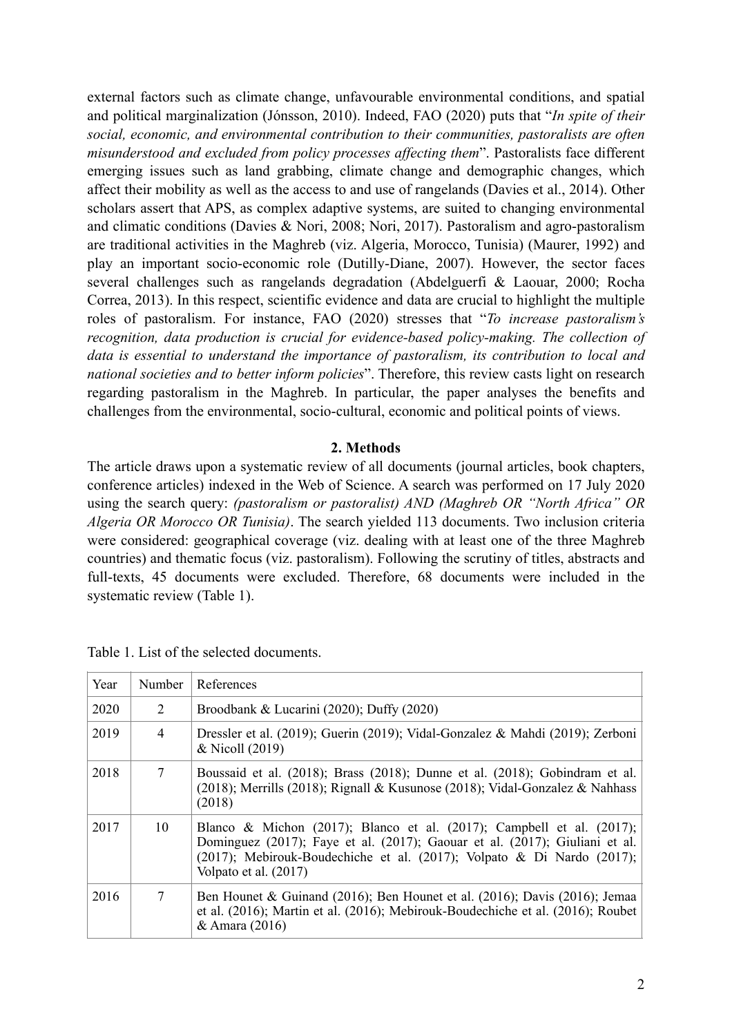external factors such as climate change, unfavourable environmental conditions, and spatial and political marginalization (Jónsson, 2010). Indeed, FAO (2020) puts that "*In spite of their social, economic, and environmental contribution to their communities, pastoralists are often misunderstood and excluded from policy processes affecting them*". Pastoralists face different emerging issues such as land grabbing, climate change and demographic changes, which affect their mobility as well as the access to and use of rangelands (Davies et al., 2014). Other scholars assert that APS, as complex adaptive systems, are suited to changing environmental and climatic conditions (Davies & Nori, 2008; Nori, 2017). Pastoralism and agro-pastoralism are traditional activities in the Maghreb (viz. Algeria, Morocco, Tunisia) (Maurer, 1992) and play an important socio-economic role (Dutilly-Diane, 2007). However, the sector faces several challenges such as rangelands degradation (Abdelguerfi & Laouar, 2000; Rocha Correa, 2013). In this respect, scientific evidence and data are crucial to highlight the multiple roles of pastoralism. For instance, FAO (2020) stresses that "*To increase pastoralism's recognition, data production is crucial for evidence-based policy-making. The collection of data is essential to understand the importance of pastoralism, its contribution to local and national societies and to better inform policies*". Therefore, this review casts light on research regarding pastoralism in the Maghreb. In particular, the paper analyses the benefits and challenges from the environmental, socio-cultural, economic and political points of views.

## 2. Methods

The article draws upon a systematic review of all documents (journal articles, book chapters, conference articles) indexed in the Web of Science. A search was performed on 17 July 2020 using the search query: *(pastoralism or pastoralist) AND (Maghreb OR "North Africa" OR Algeria OR Morocco OR Tunisia)*. The search yielded 113 documents. Two inclusion criteria were considered: geographical coverage (viz. dealing with at least one of the three Maghreb countries) and thematic focus (viz. pastoralism). Following the scrutiny of titles, abstracts and full-texts, 45 documents were excluded. Therefore, 68 documents were included in the systematic review (Table 1).

Table 1. List of the selected documents.

| Year | Number | References |
|---|---|---|
| 2020 | 2 | Broodbank & Lucarini (2020); Duffy (2020) |
| 2019 | 4 | Dressler et al. (2019); Guerin (2019); Vidal-Gonzalez & Mahdi (2019); Zerboni & Nicoll (2019) |
| 2018 | 7 | Boussaid et al. (2018); Brass (2018); Dunne et al. (2018); Gobindram et al. (2018); Merrills (2018); Rignall & Kusunose (2018); Vidal-Gonzalez & Nahhass (2018) |
| 2017 | 10 | Blanco & Michon (2017); Blanco et al. (2017); Campbell et al. (2017); Dominguez (2017); Faye et al. (2017); Gaouar et al. (2017); Giuliani et al. (2017); Mebirouk-Boudechiche et al. (2017); Volpato & Di Nardo (2017); Volpato et al. (2017) |
| 2016 | 7 | Ben Hounet & Guinand (2016); Ben Hounet et al. (2016); Davis (2016); Jemaa et al. (2016); Martin et al. (2016); Mebirouk-Boudechiche et al. (2016); Roubet & Amara (2016) |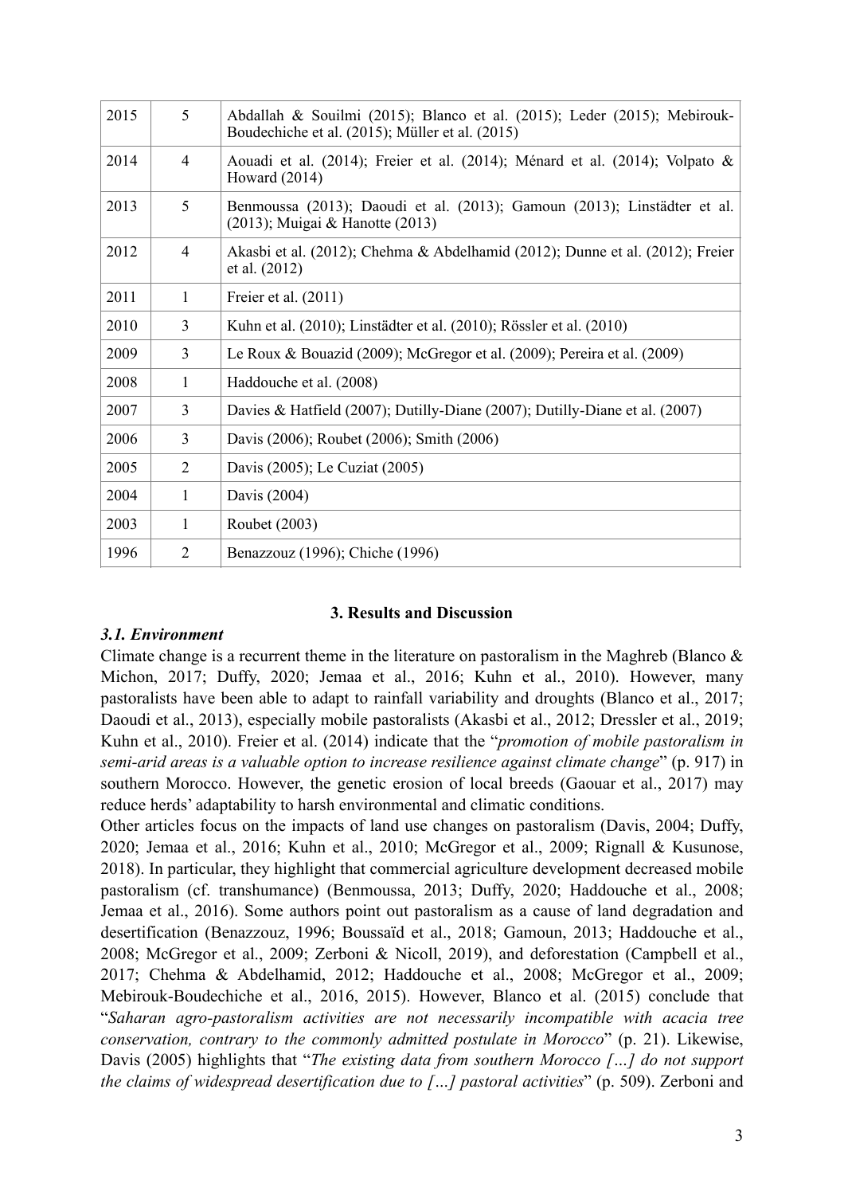| 2015 | 5 | Abdallah & Souilmi (2015); Blanco et al. (2015); Leder (2015); Mebirouk-Boudechiche et al. (2015); Müller et al. (2015) |
|---|---|---|
| 2014 | 4 | Aouadi et al. (2014); Freier et al. (2014); Ménard et al. (2014); Volpato & Howard (2014) |
| 2013 | 5 | Benmoussa (2013); Daoudi et al. (2013); Gamoun (2013); Linstädter et al. (2013); Muigai & Hanotte (2013) |
| 2012 | 4 | Akasbi et al. (2012); Chehma & Abdelhamid (2012); Dunne et al. (2012); Freier et al. (2012) |
| 2011 | 1 | Freier et al. (2011) |
| 2010 | 3 | Kuhn et al. (2010); Linstädter et al. (2010); Rössler et al. (2010) |
| 2009 | 3 | Le Roux & Bouazid (2009); McGregor et al. (2009); Pereira et al. (2009) |
| 2008 | 1 | Haddouche et al. (2008) |
| 2007 | 3 | Davies & Hatfield (2007); Dutilly-Diane (2007); Dutilly-Diane et al. (2007) |
| 2006 | 3 | Davis (2006); Roubet (2006); Smith (2006) |
| 2005 | 2 | Davis (2005); Le Cuziat (2005) |
| 2004 | 1 | Davis (2004) |
| 2003 | 1 | Roubet (2003) |
| 1996 | 2 | Benazzouz (1996); Chiche (1996) |

## 3. Results and Discussion

### *3.1. Environment*

Climate change is a recurrent theme in the literature on pastoralism in the Maghreb (Blanco & Michon, 2017; Duffy, 2020; Jemaa et al., 2016; Kuhn et al., 2010). However, many pastoralists have been able to adapt to rainfall variability and droughts (Blanco et al., 2017; Daoudi et al., 2013), especially mobile pastoralists (Akasbi et al., 2012; Dressler et al., 2019; Kuhn et al., 2010). Freier et al. (2014) indicate that the "*promotion of mobile pastoralism in semi-arid areas is a valuable option to increase resilience against climate change*" (p. 917) in southern Morocco. However, the genetic erosion of local breeds (Gaouar et al., 2017) may reduce herds' adaptability to harsh environmental and climatic conditions.

Other articles focus on the impacts of land use changes on pastoralism (Davis, 2004; Duffy, 2020; Jemaa et al., 2016; Kuhn et al., 2010; McGregor et al., 2009; Rignall & Kusunose, 2018). In particular, they highlight that commercial agriculture development decreased mobile pastoralism (cf. transhumance) (Benmoussa, 2013; Duffy, 2020; Haddouche et al., 2008; Jemaa et al., 2016). Some authors point out pastoralism as a cause of land degradation and desertification (Benazzouz, 1996; Boussaïd et al., 2018; Gamoun, 2013; Haddouche et al., 2008; McGregor et al., 2009; Zerboni & Nicoll, 2019), and deforestation (Campbell et al., 2017; Chehma & Abdelhamid, 2012; Haddouche et al., 2008; McGregor et al., 2009; Mebirouk-Boudechiche et al., 2016, 2015). However, Blanco et al. (2015) conclude that "*Saharan agro-pastoralism activities are not necessarily incompatible with acacia tree conservation, contrary to the commonly admitted postulate in Morocco*" (p. 21). Likewise, Davis (2005) highlights that "*The existing data from southern Morocco […] do not support the claims of widespread desertification due to […] pastoral activities*" (p. 509). Zerboni and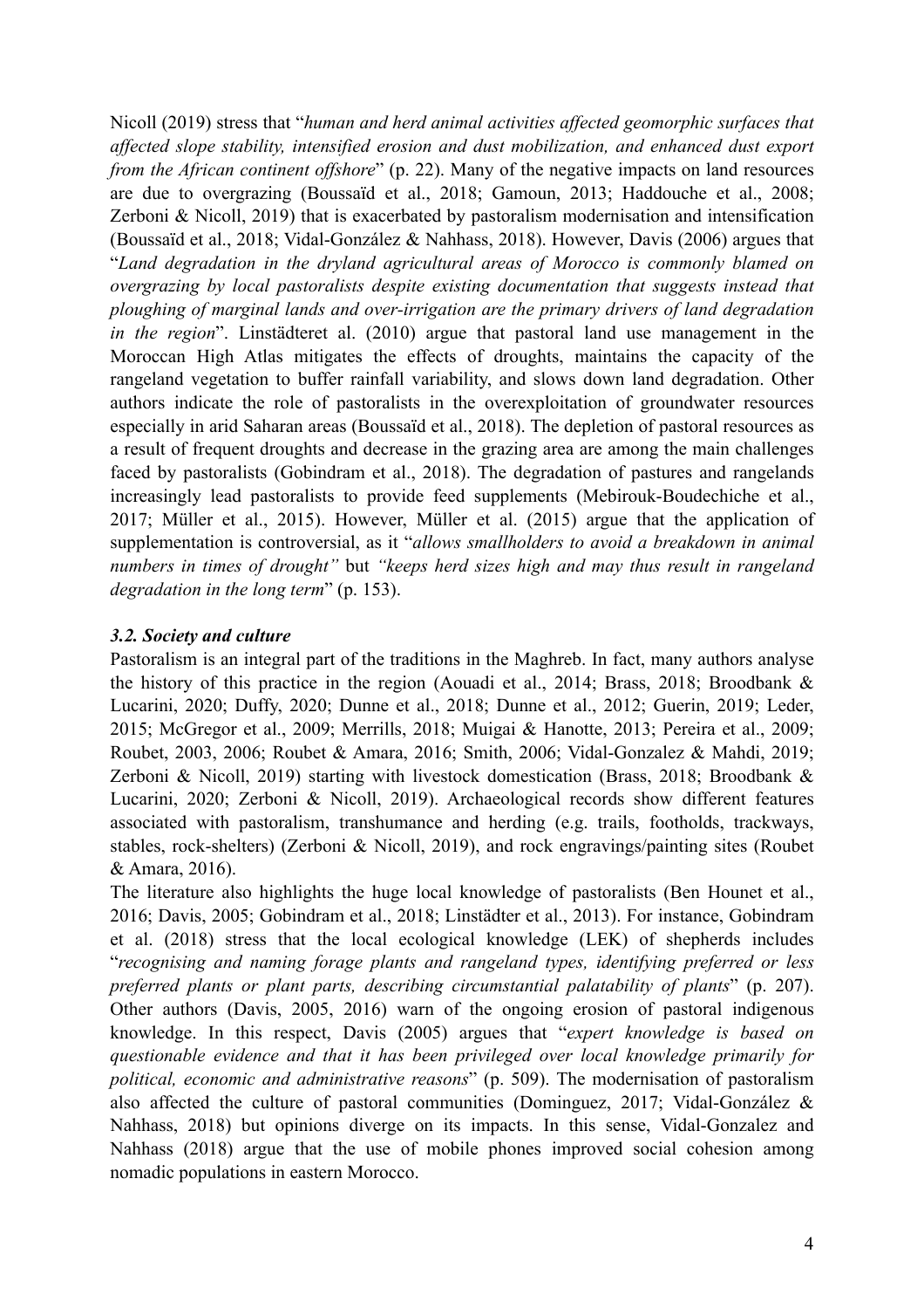Nicoll (2019) stress that "*human and herd animal activities affected geomorphic surfaces that affected slope stability, intensified erosion and dust mobilization, and enhanced dust export from the African continent offshore*" (p. 22). Many of the negative impacts on land resources are due to overgrazing (Boussaïd et al., 2018; Gamoun, 2013; Haddouche et al., 2008; Zerboni & Nicoll, 2019) that is exacerbated by pastoralism modernisation and intensification (Boussaïd et al., 2018; Vidal-González & Nahhass, 2018). However, Davis (2006) argues that "*Land degradation in the dryland agricultural areas of Morocco is commonly blamed on overgrazing by local pastoralists despite existing documentation that suggests instead that ploughing of marginal lands and over-irrigation are the primary drivers of land degradation in the region*". Linstädteret al. (2010) argue that pastoral land use management in the Moroccan High Atlas mitigates the effects of droughts, maintains the capacity of the rangeland vegetation to buffer rainfall variability, and slows down land degradation. Other authors indicate the role of pastoralists in the overexploitation of groundwater resources especially in arid Saharan areas (Boussaïd et al., 2018). The depletion of pastoral resources as a result of frequent droughts and decrease in the grazing area are among the main challenges faced by pastoralists (Gobindram et al., 2018). The degradation of pastures and rangelands increasingly lead pastoralists to provide feed supplements (Mebirouk-Boudechiche et al., 2017; Müller et al., 2015). However, Müller et al. (2015) argue that the application of supplementation is controversial, as it "*allows smallholders to avoid a breakdown in animal numbers in times of drought"* but *"keeps herd sizes high and may thus result in rangeland degradation in the long term*" (p. 153).

### *3.2. Society and culture*

Pastoralism is an integral part of the traditions in the Maghreb. In fact, many authors analyse the history of this practice in the region (Aouadi et al., 2014; Brass, 2018; Broodbank & Lucarini, 2020; Duffy, 2020; Dunne et al., 2018; Dunne et al., 2012; Guerin, 2019; Leder, 2015; McGregor et al., 2009; Merrills, 2018; Muigai & Hanotte, 2013; Pereira et al., 2009; Roubet, 2003, 2006; Roubet & Amara, 2016; Smith, 2006; Vidal-Gonzalez & Mahdi, 2019; Zerboni & Nicoll, 2019) starting with livestock domestication (Brass, 2018; Broodbank & Lucarini, 2020; Zerboni & Nicoll, 2019). Archaeological records show different features associated with pastoralism, transhumance and herding (e.g. trails, footholds, trackways, stables, rock-shelters) (Zerboni & Nicoll, 2019), and rock engravings/painting sites (Roubet & Amara, 2016).

The literature also highlights the huge local knowledge of pastoralists (Ben Hounet et al., 2016; Davis, 2005; Gobindram et al., 2018; Linstädter et al., 2013). For instance, Gobindram et al. (2018) stress that the local ecological knowledge (LEK) of shepherds includes "*recognising and naming forage plants and rangeland types, identifying preferred or less preferred plants or plant parts, describing circumstantial palatability of plants*" (p. 207). Other authors (Davis, 2005, 2016) warn of the ongoing erosion of pastoral indigenous knowledge. In this respect, Davis (2005) argues that "*expert knowledge is based on questionable evidence and that it has been privileged over local knowledge primarily for political, economic and administrative reasons*" (p. 509). The modernisation of pastoralism also affected the culture of pastoral communities (Dominguez, 2017; Vidal-González & Nahhass, 2018) but opinions diverge on its impacts. In this sense, Vidal-Gonzalez and Nahhass (2018) argue that the use of mobile phones improved social cohesion among nomadic populations in eastern Morocco.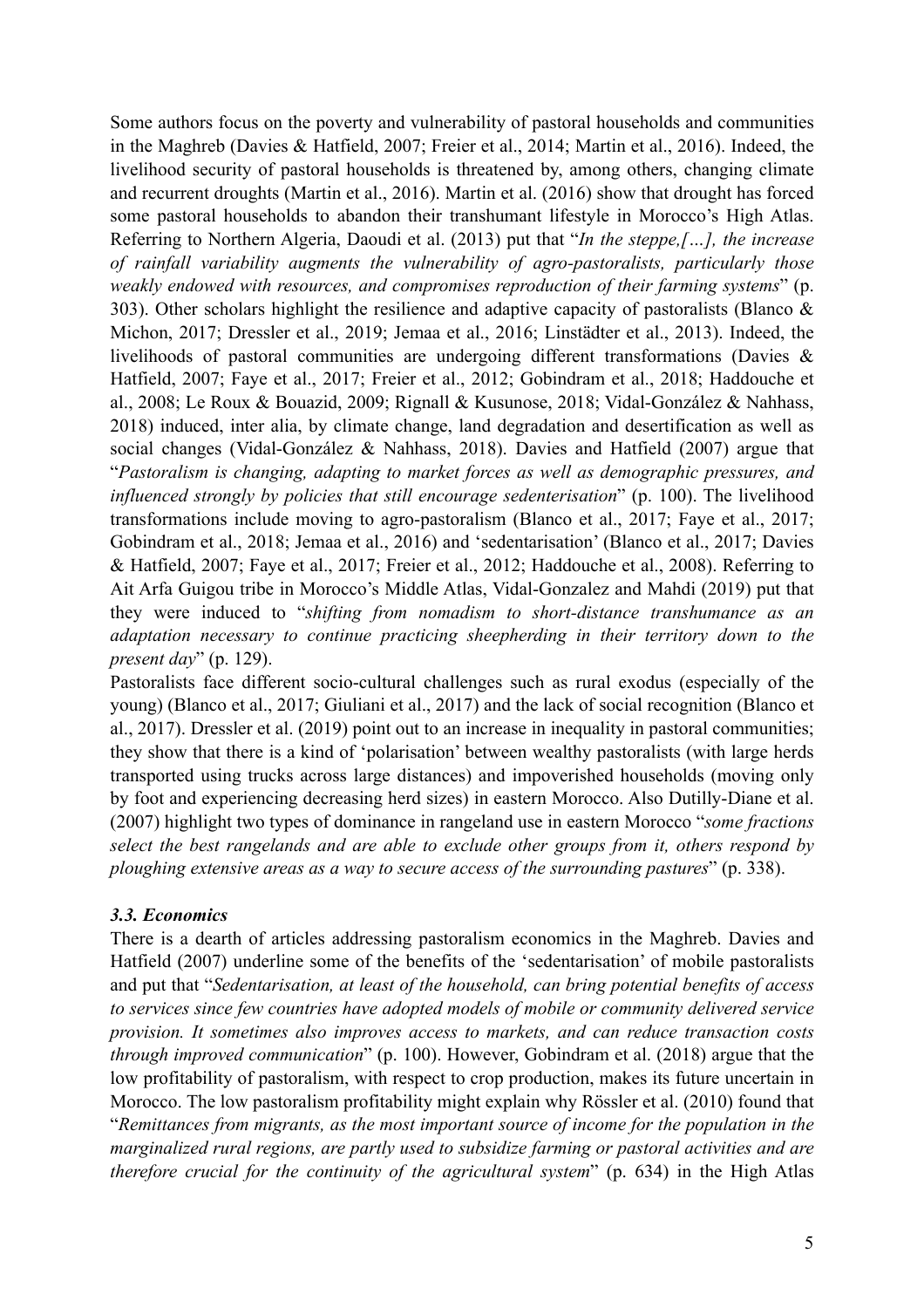Some authors focus on the poverty and vulnerability of pastoral households and communities in the Maghreb (Davies & Hatfield, 2007; Freier et al., 2014; Martin et al., 2016). Indeed, the livelihood security of pastoral households is threatened by, among others, changing climate and recurrent droughts (Martin et al., 2016). Martin et al. (2016) show that drought has forced some pastoral households to abandon their transhumant lifestyle in Morocco's High Atlas. Referring to Northern Algeria, Daoudi et al. (2013) put that "*In the steppe,[…], the increase of rainfall variability augments the vulnerability of agro-pastoralists, particularly those weakly endowed with resources, and compromises reproduction of their farming systems*" (p. 303). Other scholars highlight the resilience and adaptive capacity of pastoralists (Blanco & Michon, 2017; Dressler et al., 2019; Jemaa et al., 2016; Linstädter et al., 2013). Indeed, the livelihoods of pastoral communities are undergoing different transformations (Davies & Hatfield, 2007; Faye et al., 2017; Freier et al., 2012; Gobindram et al., 2018; Haddouche et al., 2008; Le Roux & Bouazid, 2009; Rignall & Kusunose, 2018; Vidal-González & Nahhass, 2018) induced, inter alia, by climate change, land degradation and desertification as well as social changes (Vidal-González & Nahhass, 2018). Davies and Hatfield (2007) argue that "*Pastoralism is changing, adapting to market forces as well as demographic pressures, and influenced strongly by policies that still encourage sedenterisation*" (p. 100). The livelihood transformations include moving to agro-pastoralism (Blanco et al., 2017; Faye et al., 2017; Gobindram et al., 2018; Jemaa et al., 2016) and 'sedentarisation' (Blanco et al., 2017; Davies & Hatfield, 2007; Faye et al., 2017; Freier et al., 2012; Haddouche et al., 2008). Referring to Ait Arfa Guigou tribe in Morocco's Middle Atlas, Vidal-Gonzalez and Mahdi (2019) put that they were induced to "*shifting from nomadism to short-distance transhumance as an adaptation necessary to continue practicing sheepherding in their territory down to the present day*" (p. 129).

Pastoralists face different socio-cultural challenges such as rural exodus (especially of the young) (Blanco et al., 2017; Giuliani et al., 2017) and the lack of social recognition (Blanco et al., 2017). Dressler et al. (2019) point out to an increase in inequality in pastoral communities; they show that there is a kind of 'polarisation' between wealthy pastoralists (with large herds transported using trucks across large distances) and impoverished households (moving only by foot and experiencing decreasing herd sizes) in eastern Morocco. Also Dutilly-Diane et al. (2007) highlight two types of dominance in rangeland use in eastern Morocco "*some fractions select the best rangelands and are able to exclude other groups from it, others respond by ploughing extensive areas as a way to secure access of the surrounding pastures*" (p. 338).

### *3.3. Economics*

There is a dearth of articles addressing pastoralism economics in the Maghreb. Davies and Hatfield (2007) underline some of the benefits of the 'sedentarisation' of mobile pastoralists and put that "*Sedentarisation, at least of the household, can bring potential benefits of access to services since few countries have adopted models of mobile or community delivered service provision. It sometimes also improves access to markets, and can reduce transaction costs through improved communication*" (p. 100). However, Gobindram et al. (2018) argue that the low profitability of pastoralism, with respect to crop production, makes its future uncertain in Morocco. The low pastoralism profitability might explain why Rössler et al. (2010) found that "*Remittances from migrants, as the most important source of income for the population in the marginalized rural regions, are partly used to subsidize farming or pastoral activities and are therefore crucial for the continuity of the agricultural system*" (p. 634) in the High Atlas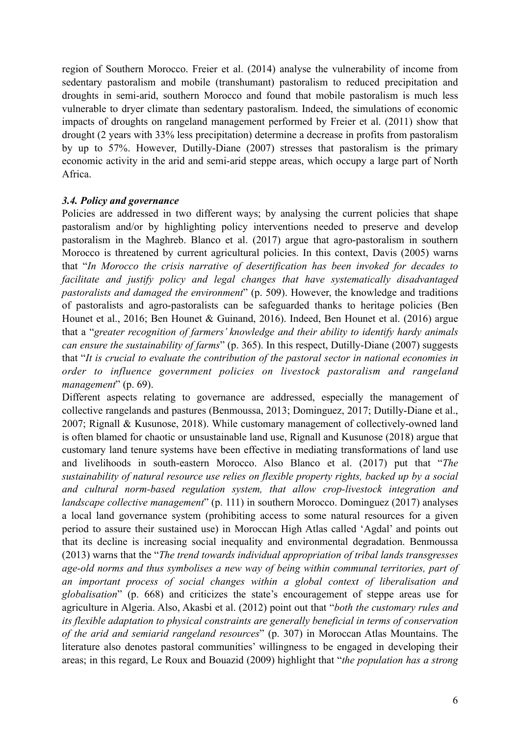region of Southern Morocco. Freier et al. (2014) analyse the vulnerability of income from sedentary pastoralism and mobile (transhumant) pastoralism to reduced precipitation and droughts in semi-arid, southern Morocco and found that mobile pastoralism is much less vulnerable to dryer climate than sedentary pastoralism. Indeed, the simulations of economic impacts of droughts on rangeland management performed by Freier et al. (2011) show that drought (2 years with 33% less precipitation) determine a decrease in profits from pastoralism by up to 57%. However, Dutilly-Diane (2007) stresses that pastoralism is the primary economic activity in the arid and semi-arid steppe areas, which occupy a large part of North Africa.

### *3.4. Policy and governance*

Policies are addressed in two different ways; by analysing the current policies that shape pastoralism and/or by highlighting policy interventions needed to preserve and develop pastoralism in the Maghreb. Blanco et al. (2017) argue that agro-pastoralism in southern Morocco is threatened by current agricultural policies. In this context, Davis (2005) warns that "*In Morocco the crisis narrative of desertification has been invoked for decades to facilitate and justify policy and legal changes that have systematically disadvantaged pastoralists and damaged the environment*" (p. 509). However, the knowledge and traditions of pastoralists and agro-pastoralists can be safeguarded thanks to heritage policies (Ben Hounet et al., 2016; Ben Hounet & Guinand, 2016). Indeed, Ben Hounet et al. (2016) argue that a "*greater recognition of farmers' knowledge and their ability to identify hardy animals can ensure the sustainability of farms*" (p. 365). In this respect, Dutilly-Diane (2007) suggests that "*It is crucial to evaluate the contribution of the pastoral sector in national economies in order to influence government policies on livestock pastoralism and rangeland management*" (p. 69).

Different aspects relating to governance are addressed, especially the management of collective rangelands and pastures (Benmoussa, 2013; Dominguez, 2017; Dutilly-Diane et al., 2007; Rignall & Kusunose, 2018). While customary management of collectively-owned land is often blamed for chaotic or unsustainable land use, Rignall and Kusunose (2018) argue that customary land tenure systems have been effective in mediating transformations of land use and livelihoods in south-eastern Morocco. Also Blanco et al. (2017) put that "*The sustainability of natural resource use relies on flexible property rights, backed up by a social and cultural norm-based regulation system, that allow crop-livestock integration and landscape collective management*" (p. 111) in southern Morocco. Dominguez (2017) analyses a local land governance system (prohibiting access to some natural resources for a given period to assure their sustained use) in Moroccan High Atlas called 'Agdal' and points out that its decline is increasing social inequality and environmental degradation. Benmoussa (2013) warns that the "*The trend towards individual appropriation of tribal lands transgresses age-old norms and thus symbolises a new way of being within communal territories, part of an important process of social changes within a global context of liberalisation and globalisation*" (p. 668) and criticizes the state's encouragement of steppe areas use for agriculture in Algeria. Also, Akasbi et al. (2012) point out that "*both the customary rules and its flexible adaptation to physical constraints are generally beneficial in terms of conservation of the arid and semiarid rangeland resources*" (p. 307) in Moroccan Atlas Mountains. The literature also denotes pastoral communities' willingness to be engaged in developing their areas; in this regard, Le Roux and Bouazid (2009) highlight that "*the population has a strong*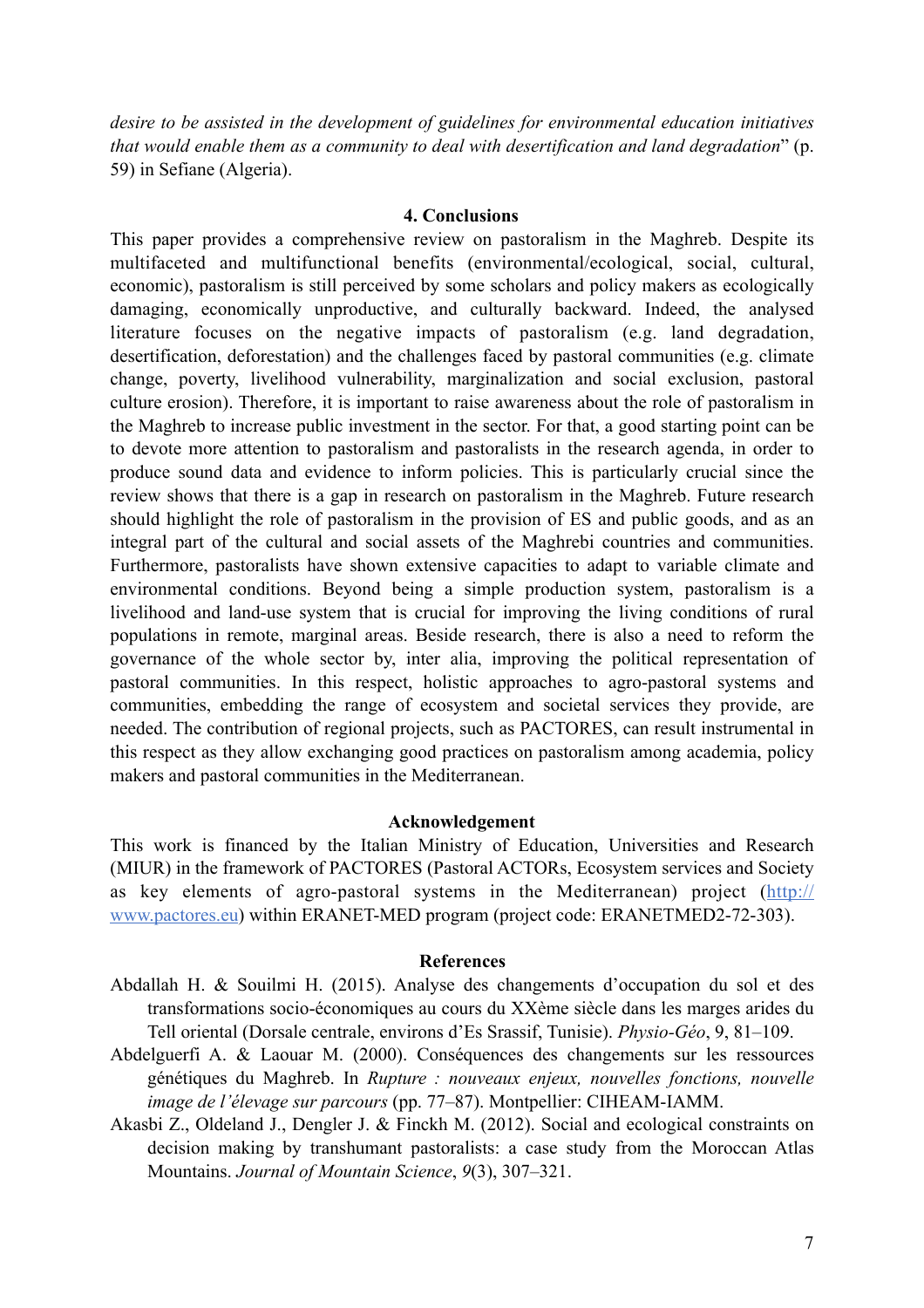*desire to be assisted in the development of guidelines for environmental education initiatives that would enable them as a community to deal with desertification and land degradation*" (p. 59) in Sefiane (Algeria).

## 4. Conclusions

This paper provides a comprehensive review on pastoralism in the Maghreb. Despite its multifaceted and multifunctional benefits (environmental/ecological, social, cultural, economic), pastoralism is still perceived by some scholars and policy makers as ecologically damaging, economically unproductive, and culturally backward. Indeed, the analysed literature focuses on the negative impacts of pastoralism (e.g. land degradation, desertification, deforestation) and the challenges faced by pastoral communities (e.g. climate change, poverty, livelihood vulnerability, marginalization and social exclusion, pastoral culture erosion). Therefore, it is important to raise awareness about the role of pastoralism in the Maghreb to increase public investment in the sector. For that, a good starting point can be to devote more attention to pastoralism and pastoralists in the research agenda, in order to produce sound data and evidence to inform policies. This is particularly crucial since the review shows that there is a gap in research on pastoralism in the Maghreb. Future research should highlight the role of pastoralism in the provision of ES and public goods, and as an integral part of the cultural and social assets of the Maghrebi countries and communities. Furthermore, pastoralists have shown extensive capacities to adapt to variable climate and environmental conditions. Beyond being a simple production system, pastoralism is a livelihood and land-use system that is crucial for improving the living conditions of rural populations in remote, marginal areas. Beside research, there is also a need to reform the governance of the whole sector by, inter alia, improving the political representation of pastoral communities. In this respect, holistic approaches to agro-pastoral systems and communities, embedding the range of ecosystem and societal services they provide, are needed. The contribution of regional projects, such as PACTORES, can result instrumental in this respect as they allow exchanging good practices on pastoralism among academia, policy makers and pastoral communities in the Mediterranean.

## Acknowledgement

This work is financed by the Italian Ministry of Education, Universities and Research (MIUR) in the framework of PACTORES (Pastoral ACTORs, Ecosystem services and Society as key elements of agro-pastoral systems in the Mediterranean) project (http://www.pactores.eu) within ERANET-MED program (project code: ERANETMED2-72-303).

## References

Abdallah H. & Souilmi H. (2015). Analyse des changements d'occupation du sol et des transformations socio-économiques au cours du XXème siècle dans les marges arides du Tell oriental (Dorsale centrale, environs d'Es Srassif, Tunisie). *Physio-Géo*, 9, 81–109.

Abdelguerfi A. & Laouar M. (2000). Conséquences des changements sur les ressources génétiques du Maghreb. In *Rupture : nouveaux enjeux, nouvelles fonctions, nouvelle image de l'élevage sur parcours* (pp. 77–87). Montpellier: CIHEAM-IAMM.

Akasbi Z., Oldeland J., Dengler J. & Finckh M. (2012). Social and ecological constraints on decision making by transhumant pastoralists: a case study from the Moroccan Atlas Mountains. *Journal of Mountain Science*, *9*(3), 307–321.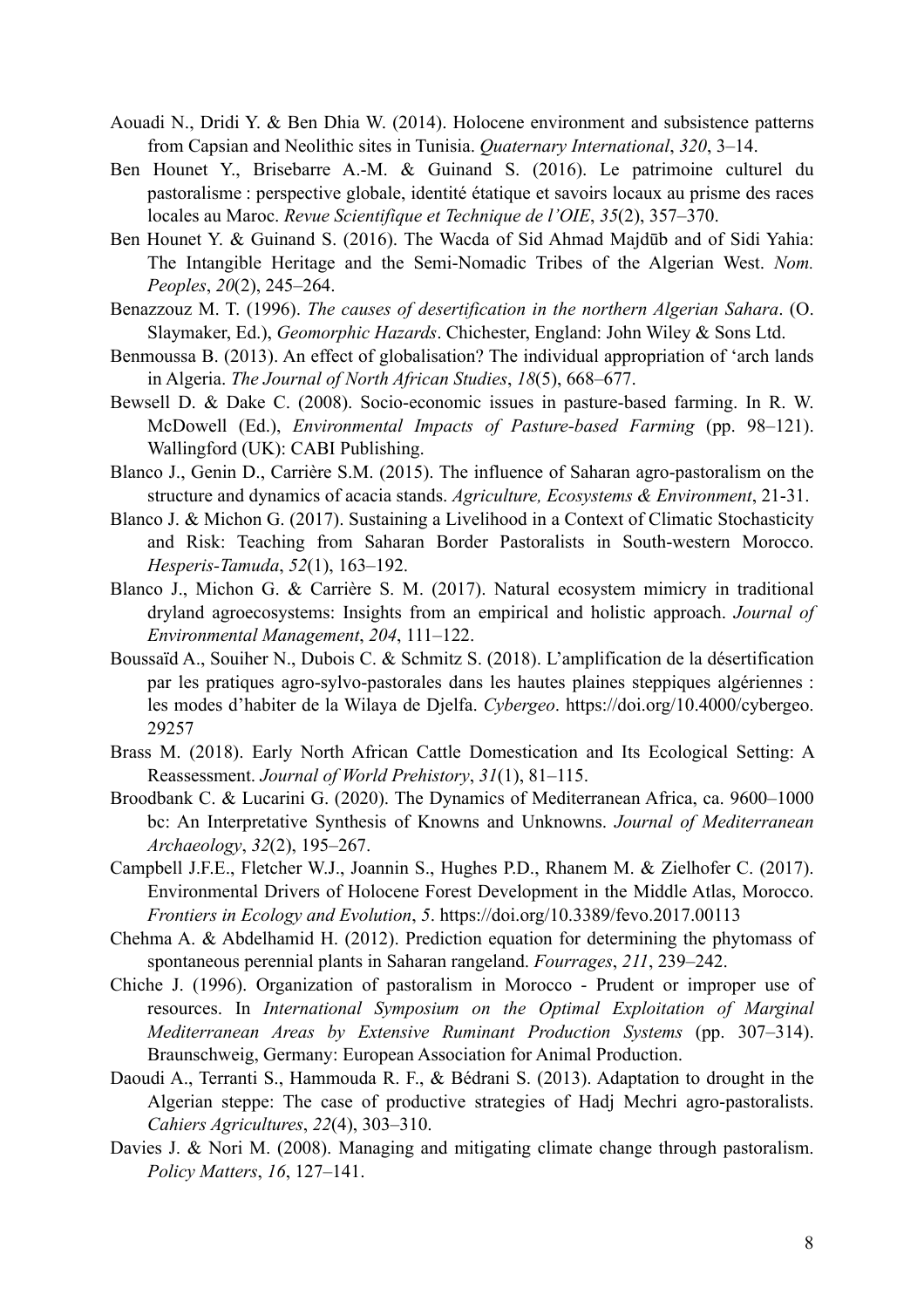Aouadi N., Dridi Y. & Ben Dhia W. (2014). Holocene environment and subsistence patterns from Capsian and Neolithic sites in Tunisia. *Quaternary International*, *320*, 3–14.

Ben Hounet Y., Brisebarre A.-M. & Guinand S. (2016). Le patrimoine culturel du pastoralisme : perspective globale, identité étatique et savoirs locaux au prisme des races locales au Maroc. *Revue Scientifique et Technique de l'OIE*, *35*(2), 357–370.

Ben Hounet Y. & Guinand S. (2016). The Wacda of Sid Ahmad Majdūb and of Sidi Yahia: The Intangible Heritage and the Semi-Nomadic Tribes of the Algerian West. *Nom. Peoples*, *20*(2), 245–264.

Benazzouz M. T. (1996). *The causes of desertification in the northern Algerian Sahara*. (O. Slaymaker, Ed.), *Geomorphic Hazards*. Chichester, England: John Wiley & Sons Ltd.

Benmoussa B. (2013). An effect of globalisation? The individual appropriation of 'arch lands in Algeria. *The Journal of North African Studies*, *18*(5), 668–677.

Bewsell D. & Dake C. (2008). Socio-economic issues in pasture-based farming. In R. W. McDowell (Ed.), *Environmental Impacts of Pasture-based Farming* (pp. 98–121). Wallingford (UK): CABI Publishing.

Blanco J., Genin D., Carrière S.M. (2015). The influence of Saharan agro-pastoralism on the structure and dynamics of acacia stands. *Agriculture, Ecosystems & Environment*, 21-31.

Blanco J. & Michon G. (2017). Sustaining a Livelihood in a Context of Climatic Stochasticity and Risk: Teaching from Saharan Border Pastoralists in South-western Morocco. *Hesperis-Tamuda*, *52*(1), 163–192.

Blanco J., Michon G. & Carrière S. M. (2017). Natural ecosystem mimicry in traditional dryland agroecosystems: Insights from an empirical and holistic approach. *Journal of Environmental Management*, *204*, 111–122.

Boussaïd A., Souiher N., Dubois C. & Schmitz S. (2018). L'amplification de la désertification par les pratiques agro-sylvo-pastorales dans les hautes plaines steppiques algériennes : les modes d'habiter de la Wilaya de Djelfa. *Cybergeo*. https://doi.org/10.4000/cybergeo.29257

Brass M. (2018). Early North African Cattle Domestication and Its Ecological Setting: A Reassessment. *Journal of World Prehistory*, *31*(1), 81–115.

Broodbank C. & Lucarini G. (2020). The Dynamics of Mediterranean Africa, ca. 9600–1000 bc: An Interpretative Synthesis of Knowns and Unknowns. *Journal of Mediterranean Archaeology*, *32*(2), 195–267.

Campbell J.F.E., Fletcher W.J., Joannin S., Hughes P.D., Rhanem M. & Zielhofer C. (2017). Environmental Drivers of Holocene Forest Development in the Middle Atlas, Morocco. *Frontiers in Ecology and Evolution*, *5*. https://doi.org/10.3389/fevo.2017.00113

Chehma A. & Abdelhamid H. (2012). Prediction equation for determining the phytomass of spontaneous perennial plants in Saharan rangeland. *Fourrages*, *211*, 239–242.

Chiche J. (1996). Organization of pastoralism in Morocco - Prudent or improper use of resources. In *International Symposium on the Optimal Exploitation of Marginal Mediterranean Areas by Extensive Ruminant Production Systems* (pp. 307–314). Braunschweig, Germany: European Association for Animal Production.

Daoudi A., Terranti S., Hammouda R. F., & Bédrani S. (2013). Adaptation to drought in the Algerian steppe: The case of productive strategies of Hadj Mechri agro-pastoralists. *Cahiers Agricultures*, *22*(4), 303–310.

Davies J. & Nori M. (2008). Managing and mitigating climate change through pastoralism. *Policy Matters*, *16*, 127–141.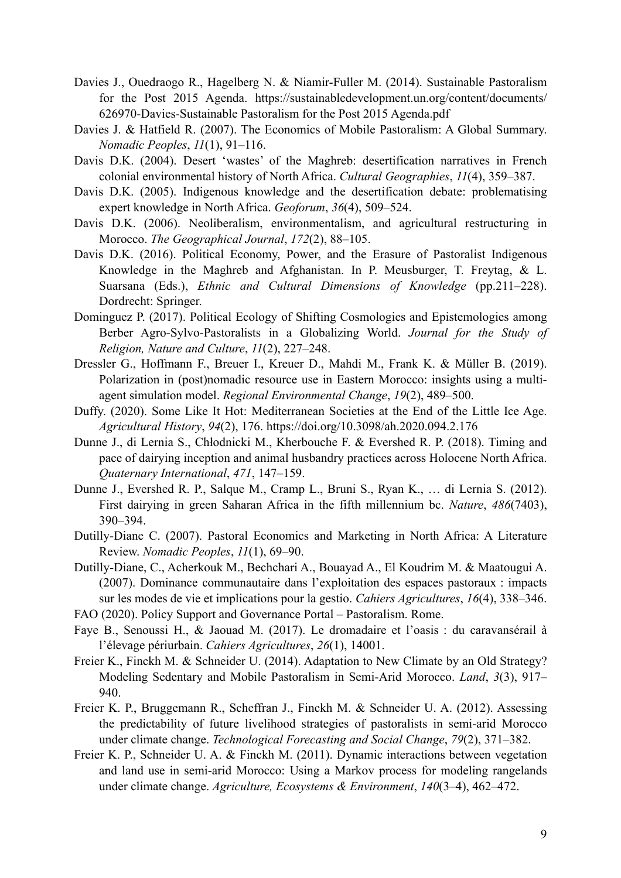Davies J., Ouedraogo R., Hagelberg N. & Niamir-Fuller M. (2014). Sustainable Pastoralism for the Post 2015 Agenda. https://sustainabledevelopment.un.org/content/documents/626970-Davies-Sustainable Pastoralism for the Post 2015 Agenda.pdf

Davies J. & Hatfield R. (2007). The Economics of Mobile Pastoralism: A Global Summary. *Nomadic Peoples*, *11*(1), 91–116.

Davis D.K. (2004). Desert 'wastes' of the Maghreb: desertification narratives in French colonial environmental history of North Africa. *Cultural Geographies*, *11*(4), 359–387.

Davis D.K. (2005). Indigenous knowledge and the desertification debate: problematising expert knowledge in North Africa. *Geoforum*, *36*(4), 509–524.

Davis D.K. (2006). Neoliberalism, environmentalism, and agricultural restructuring in Morocco. *The Geographical Journal*, *172*(2), 88–105.

Davis D.K. (2016). Political Economy, Power, and the Erasure of Pastoralist Indigenous Knowledge in the Maghreb and Afghanistan. In P. Meusburger, T. Freytag, & L. Suarsana (Eds.), *Ethnic and Cultural Dimensions of Knowledge* (pp.211–228). Dordrecht: Springer.

Dominguez P. (2017). Political Ecology of Shifting Cosmologies and Epistemologies among Berber Agro-Sylvo-Pastoralists in a Globalizing World. *Journal for the Study of Religion, Nature and Culture*, *11*(2), 227–248.

Dressler G., Hoffmann F., Breuer I., Kreuer D., Mahdi M., Frank K. & Müller B. (2019). Polarization in (post)nomadic resource use in Eastern Morocco: insights using a multi-agent simulation model. *Regional Environmental Change*, *19*(2), 489–500.

Duffy. (2020). Some Like It Hot: Mediterranean Societies at the End of the Little Ice Age. *Agricultural History*, *94*(2), 176. https://doi.org/10.3098/ah.2020.094.2.176

Dunne J., di Lernia S., Chłodnicki M., Kherbouche F. & Evershed R. P. (2018). Timing and pace of dairying inception and animal husbandry practices across Holocene North Africa. *Quaternary International*, *471*, 147–159.

Dunne J., Evershed R. P., Salque M., Cramp L., Bruni S., Ryan K., … di Lernia S. (2012). First dairying in green Saharan Africa in the fifth millennium bc. *Nature*, *486*(7403), 390–394.

Dutilly-Diane C. (2007). Pastoral Economics and Marketing in North Africa: A Literature Review. *Nomadic Peoples*, *11*(1), 69–90.

Dutilly-Diane, C., Acherkouk M., Bechchari A., Bouayad A., El Koudrim M. & Maatougui A. (2007). Dominance communautaire dans l'exploitation des espaces pastoraux : impacts sur les modes de vie et implications pour la gestio. *Cahiers Agricultures*, *16*(4), 338–346.

FAO (2020). Policy Support and Governance Portal – Pastoralism. Rome.

Faye B., Senoussi H., & Jaouad M. (2017). Le dromadaire et l'oasis : du caravansérail à l'élevage périurbain. *Cahiers Agricultures*, *26*(1), 14001.

Freier K., Finckh M. & Schneider U. (2014). Adaptation to New Climate by an Old Strategy? Modeling Sedentary and Mobile Pastoralism in Semi-Arid Morocco. *Land*, *3*(3), 917–940.

Freier K. P., Bruggemann R., Scheffran J., Finckh M. & Schneider U. A. (2012). Assessing the predictability of future livelihood strategies of pastoralists in semi-arid Morocco under climate change. *Technological Forecasting and Social Change*, *79*(2), 371–382.

Freier K. P., Schneider U. A. & Finckh M. (2011). Dynamic interactions between vegetation and land use in semi-arid Morocco: Using a Markov process for modeling rangelands under climate change. *Agriculture, Ecosystems & Environment*, *140*(3–4), 462–472.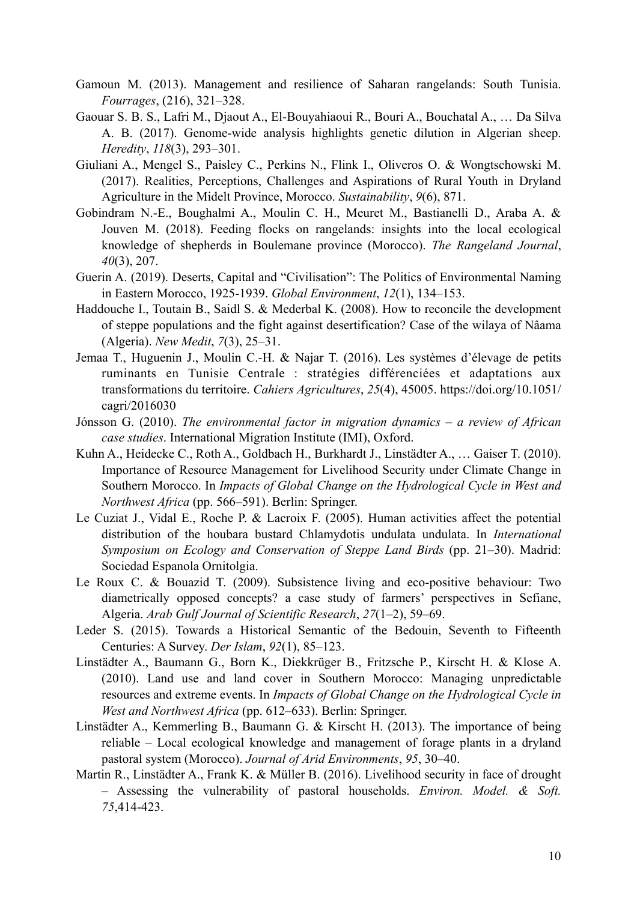Gamoun M. (2013). Management and resilience of Saharan rangelands: South Tunisia. *Fourrages*, (216), 321–328.

Gaouar S. B. S., Lafri M., Djaout A., El-Bouyahiaoui R., Bouri A., Bouchatal A., … Da Silva A. B. (2017). Genome-wide analysis highlights genetic dilution in Algerian sheep. *Heredity*, *118*(3), 293–301.

Giuliani A., Mengel S., Paisley C., Perkins N., Flink I., Oliveros O. & Wongtschowski M. (2017). Realities, Perceptions, Challenges and Aspirations of Rural Youth in Dryland Agriculture in the Midelt Province, Morocco. *Sustainability*, *9*(6), 871.

Gobindram N.-E., Boughalmi A., Moulin C. H., Meuret M., Bastianelli D., Araba A. & Jouven M. (2018). Feeding flocks on rangelands: insights into the local ecological knowledge of shepherds in Boulemane province (Morocco). *The Rangeland Journal*, *40*(3), 207.

Guerin A. (2019). Deserts, Capital and "Civilisation": The Politics of Environmental Naming in Eastern Morocco, 1925-1939. *Global Environment*, *12*(1), 134–153.

Haddouche I., Toutain B., Saidl S. & Mederbal K. (2008). How to reconcile the development of steppe populations and the fight against desertification? Case of the wilaya of Nâama (Algeria). *New Medit*, *7*(3), 25–31.

Jemaa T., Huguenin J., Moulin C.-H. & Najar T. (2016). Les systèmes d'élevage de petits ruminants en Tunisie Centrale : stratégies différenciées et adaptations aux transformations du territoire. *Cahiers Agricultures*, *25*(4), 45005. https://doi.org/10.1051/cagri/2016030

Jónsson G. (2010). *The environmental factor in migration dynamics – a review of African case studies*. International Migration Institute (IMI), Oxford.

Kuhn A., Heidecke C., Roth A., Goldbach H., Burkhardt J., Linstädter A., … Gaiser T. (2010). Importance of Resource Management for Livelihood Security under Climate Change in Southern Morocco. In *Impacts of Global Change on the Hydrological Cycle in West and Northwest Africa* (pp. 566–591). Berlin: Springer.

Le Cuziat J., Vidal E., Roche P. & Lacroix F. (2005). Human activities affect the potential distribution of the houbara bustard Chlamydotis undulata undulata. In *International Symposium on Ecology and Conservation of Steppe Land Birds* (pp. 21–30). Madrid: Sociedad Espanola Ornitolgia.

Le Roux C. & Bouazid T. (2009). Subsistence living and eco-positive behaviour: Two diametrically opposed concepts? a case study of farmers' perspectives in Sefiane, Algeria. *Arab Gulf Journal of Scientific Research*, *27*(1–2), 59–69.

Leder S. (2015). Towards a Historical Semantic of the Bedouin, Seventh to Fifteenth Centuries: A Survey. *Der Islam*, *92*(1), 85–123.

Linstädter A., Baumann G., Born K., Diekkrüger B., Fritzsche P., Kirscht H. & Klose A. (2010). Land use and land cover in Southern Morocco: Managing unpredictable resources and extreme events. In *Impacts of Global Change on the Hydrological Cycle in West and Northwest Africa* (pp. 612–633). Berlin: Springer.

Linstädter A., Kemmerling B., Baumann G. & Kirscht H. (2013). The importance of being reliable – Local ecological knowledge and management of forage plants in a dryland pastoral system (Morocco). *Journal of Arid Environments*, *95*, 30–40.

Martin R., Linstädter A., Frank K. & Müller B. (2016). Livelihood security in face of drought – Assessing the vulnerability of pastoral households. *Environ. Model. & Soft.* *75*,414-423.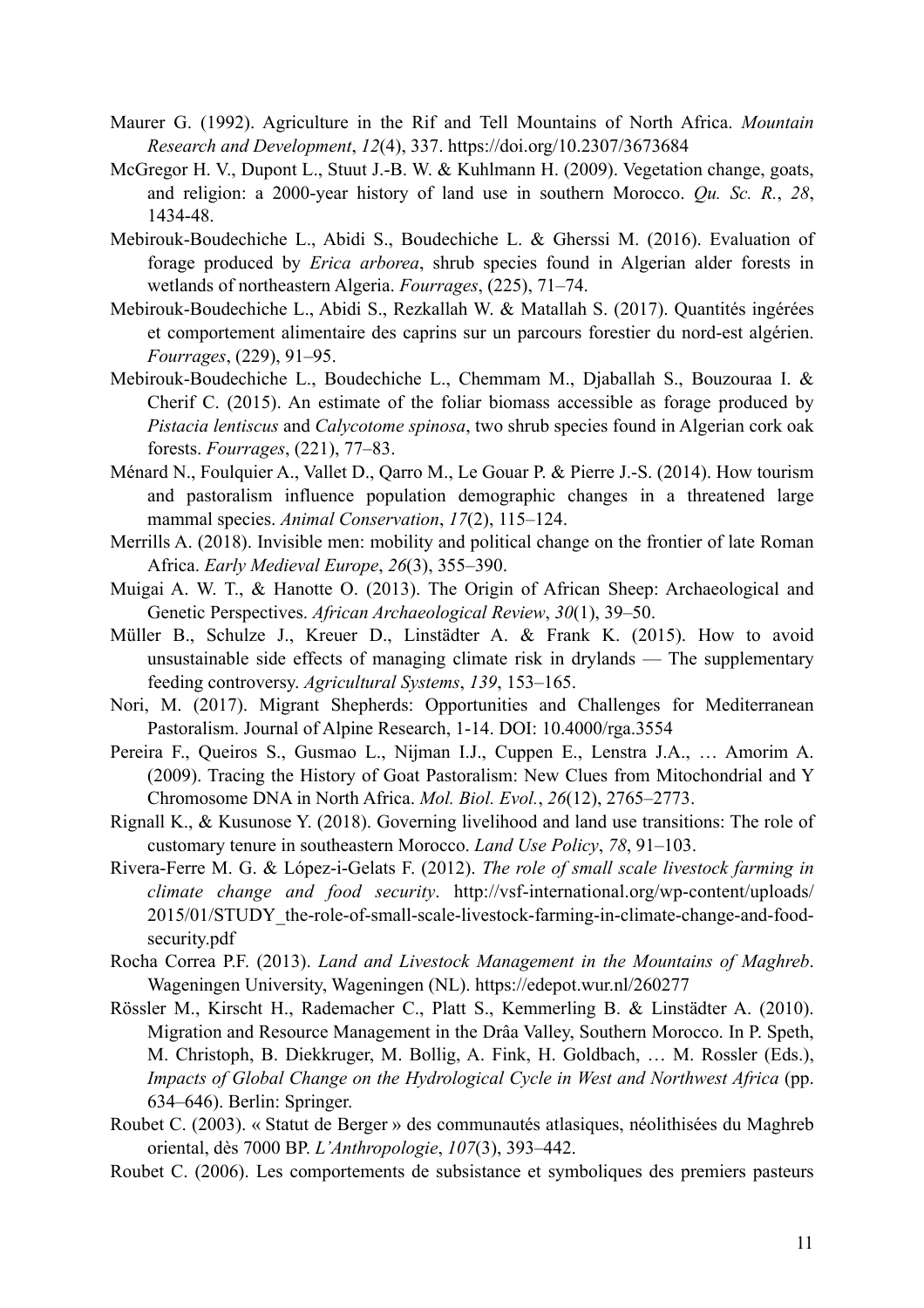Maurer G. (1992). Agriculture in the Rif and Tell Mountains of North Africa. *Mountain Research and Development*, *12*(4), 337. https://doi.org/10.2307/3673684

McGregor H. V., Dupont L., Stuut J.-B. W. & Kuhlmann H. (2009). Vegetation change, goats, and religion: a 2000-year history of land use in southern Morocco. *Qu. Sc. R.*, *28*, 1434-48.

Mebirouk-Boudechiche L., Abidi S., Boudechiche L. & Gherssi M. (2016). Evaluation of forage produced by *Erica arborea*, shrub species found in Algerian alder forests in wetlands of northeastern Algeria. *Fourrages*, (225), 71–74.

Mebirouk-Boudechiche L., Abidi S., Rezkallah W. & Matallah S. (2017). Quantités ingérées et comportement alimentaire des caprins sur un parcours forestier du nord-est algérien. *Fourrages*, (229), 91–95.

Mebirouk-Boudechiche L., Boudechiche L., Chemmam M., Djaballah S., Bouzouraa I. & Cherif C. (2015). An estimate of the foliar biomass accessible as forage produced by *Pistacia lentiscus* and *Calycotome spinosa*, two shrub species found in Algerian cork oak forests. *Fourrages*, (221), 77–83.

Ménard N., Foulquier A., Vallet D., Qarro M., Le Gouar P. & Pierre J.-S. (2014). How tourism and pastoralism influence population demographic changes in a threatened large mammal species. *Animal Conservation*, *17*(2), 115–124.

Merrills A. (2018). Invisible men: mobility and political change on the frontier of late Roman Africa. *Early Medieval Europe*, *26*(3), 355–390.

Muigai A. W. T., & Hanotte O. (2013). The Origin of African Sheep: Archaeological and Genetic Perspectives. *African Archaeological Review*, *30*(1), 39–50.

Müller B., Schulze J., Kreuer D., Linstädter A. & Frank K. (2015). How to avoid unsustainable side effects of managing climate risk in drylands — The supplementary feeding controversy. *Agricultural Systems*, *139*, 153–165.

Nori, M. (2017). Migrant Shepherds: Opportunities and Challenges for Mediterranean Pastoralism. Journal of Alpine Research, 1-14. DOI: 10.4000/rga.3554

Pereira F., Queiros S., Gusmao L., Nijman I.J., Cuppen E., Lenstra J.A., … Amorim A. (2009). Tracing the History of Goat Pastoralism: New Clues from Mitochondrial and Y Chromosome DNA in North Africa. *Mol. Biol. Evol.*, *26*(12), 2765–2773.

Rignall K., & Kusunose Y. (2018). Governing livelihood and land use transitions: The role of customary tenure in southeastern Morocco. *Land Use Policy*, *78*, 91–103.

Rivera-Ferre M. G. & López-i-Gelats F. (2012). *The role of small scale livestock farming in climate change and food security*. http://vsf-international.org/wp-content/uploads/2015/01/STUDY_the-role-of-small-scale-livestock-farming-in-climate-change-and-food-security.pdf

Rocha Correa P.F. (2013). *Land and Livestock Management in the Mountains of Maghreb*. Wageningen University, Wageningen (NL). https://edepot.wur.nl/260277

Rössler M., Kirscht H., Rademacher C., Platt S., Kemmerling B. & Linstädter A. (2010). Migration and Resource Management in the Drâa Valley, Southern Morocco. In P. Speth, M. Christoph, B. Diekkruger, M. Bollig, A. Fink, H. Goldbach, … M. Rossler (Eds.), *Impacts of Global Change on the Hydrological Cycle in West and Northwest Africa* (pp. 634–646). Berlin: Springer.

Roubet C. (2003). « Statut de Berger » des communautés atlasiques, néolithisées du Maghreb oriental, dès 7000 BP. *L'Anthropologie*, *107*(3), 393–442.

Roubet C. (2006). Les comportements de subsistance et symboliques des premiers pasteurs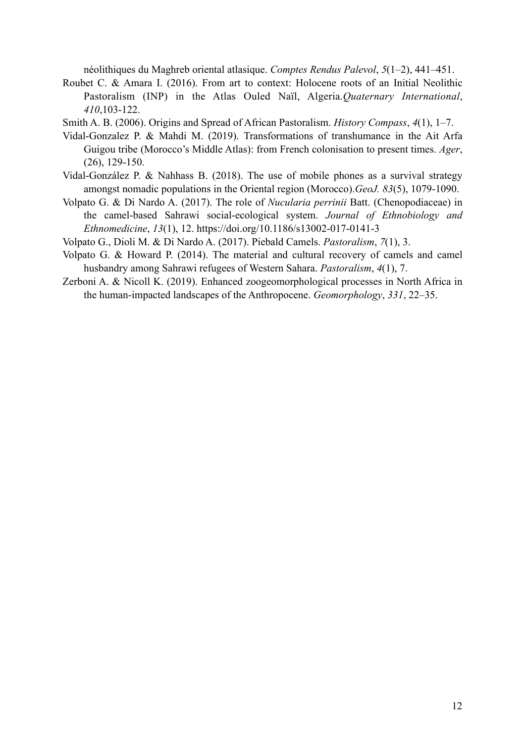néolithiques du Maghreb oriental atlasique. *Comptes Rendus Palevol*, *5*(1–2), 441–451.

Roubet C. & Amara I. (2016). From art to context: Holocene roots of an Initial Neolithic Pastoralism (INP) in the Atlas Ouled Naïl, Algeria.*Quaternary International*, *410*,103-122.

Smith A. B. (2006). Origins and Spread of African Pastoralism. *History Compass*, *4*(1), 1–7.

Vidal-Gonzalez P. & Mahdi M. (2019). Transformations of transhumance in the Ait Arfa Guigou tribe (Morocco's Middle Atlas): from French colonisation to present times. *Ager*, (26), 129-150.

Vidal-González P. & Nahhass B. (2018). The use of mobile phones as a survival strategy amongst nomadic populations in the Oriental region (Morocco).*GeoJ. 83*(5), 1079-1090.

Volpato G. & Di Nardo A. (2017). The role of *Nucularia perrinii* Batt. (Chenopodiaceae) in the camel-based Sahrawi social-ecological system. *Journal of Ethnobiology and Ethnomedicine*, *13*(1), 12. https://doi.org/10.1186/s13002-017-0141-3

Volpato G., Dioli M. & Di Nardo A. (2017). Piebald Camels. *Pastoralism*, *7*(1), 3.

Volpato G. & Howard P. (2014). The material and cultural recovery of camels and camel husbandry among Sahrawi refugees of Western Sahara. *Pastoralism*, *4*(1), 7.

Zerboni A. & Nicoll K. (2019). Enhanced zoogeomorphological processes in North Africa in the human-impacted landscapes of the Anthropocene. *Geomorphology*, *331*, 22–35.